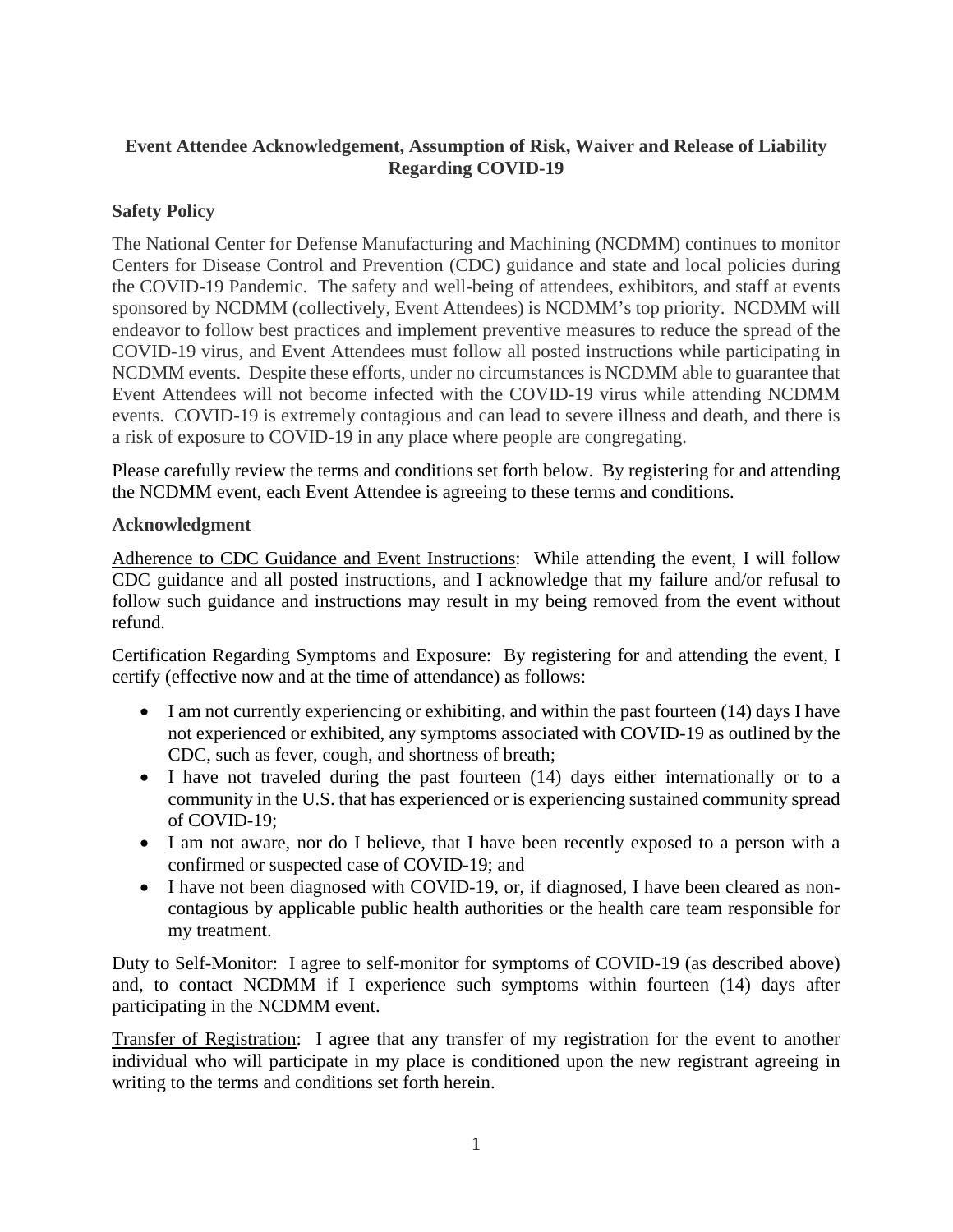# Event Attendee Acknowledgement, Assumption of Risk, Waiver and Release of Liability Regarding COVID-19

## Safety Policy

The National Center for Defense Manufacturing and Machining (NCDMM) continues to monitor Centers for Disease Control and Prevention (CDC) guidance and state and local policies during the COVID-19 Pandemic. The safety and well-being of attendees, exhibitors, and staff at events sponsored by NCDMM (collectively, Event Attendees) is NCDMM's top priority. NCDMM will endeavor to follow best practices and implement preventive measures to reduce the spread of the COVID-19 virus, and Event Attendees must follow all posted instructions while participating in NCDMM events. Despite these efforts, under no circumstances is NCDMM able to guarantee that Event Attendees will not become infected with the COVID-19 virus while attending NCDMM events. COVID-19 is extremely contagious and can lead to severe illness and death, and there is a risk of exposure to COVID-19 in any place where people are congregating.

Please carefully review the terms and conditions set forth below. By registering for and attending the NCDMM event, each Event Attendee is agreeing to these terms and conditions.

## Acknowledgment

Adherence to CDC Guidance and Event Instructions: While attending the event, I will follow CDC guidance and all posted instructions, and I acknowledge that my failure and/or refusal to follow such guidance and instructions may result in my being removed from the event without refund.

Certification Regarding Symptoms and Exposure: By registering for and attending the event, I certify (effective now and at the time of attendance) as follows:

- I am not currently experiencing or exhibiting, and within the past fourteen (14) days I have not experienced or exhibited, any symptoms associated with COVID-19 as outlined by the CDC, such as fever, cough, and shortness of breath;
- I have not traveled during the past fourteen (14) days either internationally or to a community in the U.S. that has experienced or is experiencing sustained community spread of COVID-19;
- I am not aware, nor do I believe, that I have been recently exposed to a person with a confirmed or suspected case of COVID-19; and
- I have not been diagnosed with COVID-19, or, if diagnosed, I have been cleared as non-contagious by applicable public health authorities or the health care team responsible for my treatment.

Duty to Self-Monitor: I agree to self-monitor for symptoms of COVID-19 (as described above) and, to contact NCDMM if I experience such symptoms within fourteen (14) days after participating in the NCDMM event.

Transfer of Registration: I agree that any transfer of my registration for the event to another individual who will participate in my place is conditioned upon the new registrant agreeing in writing to the terms and conditions set forth herein.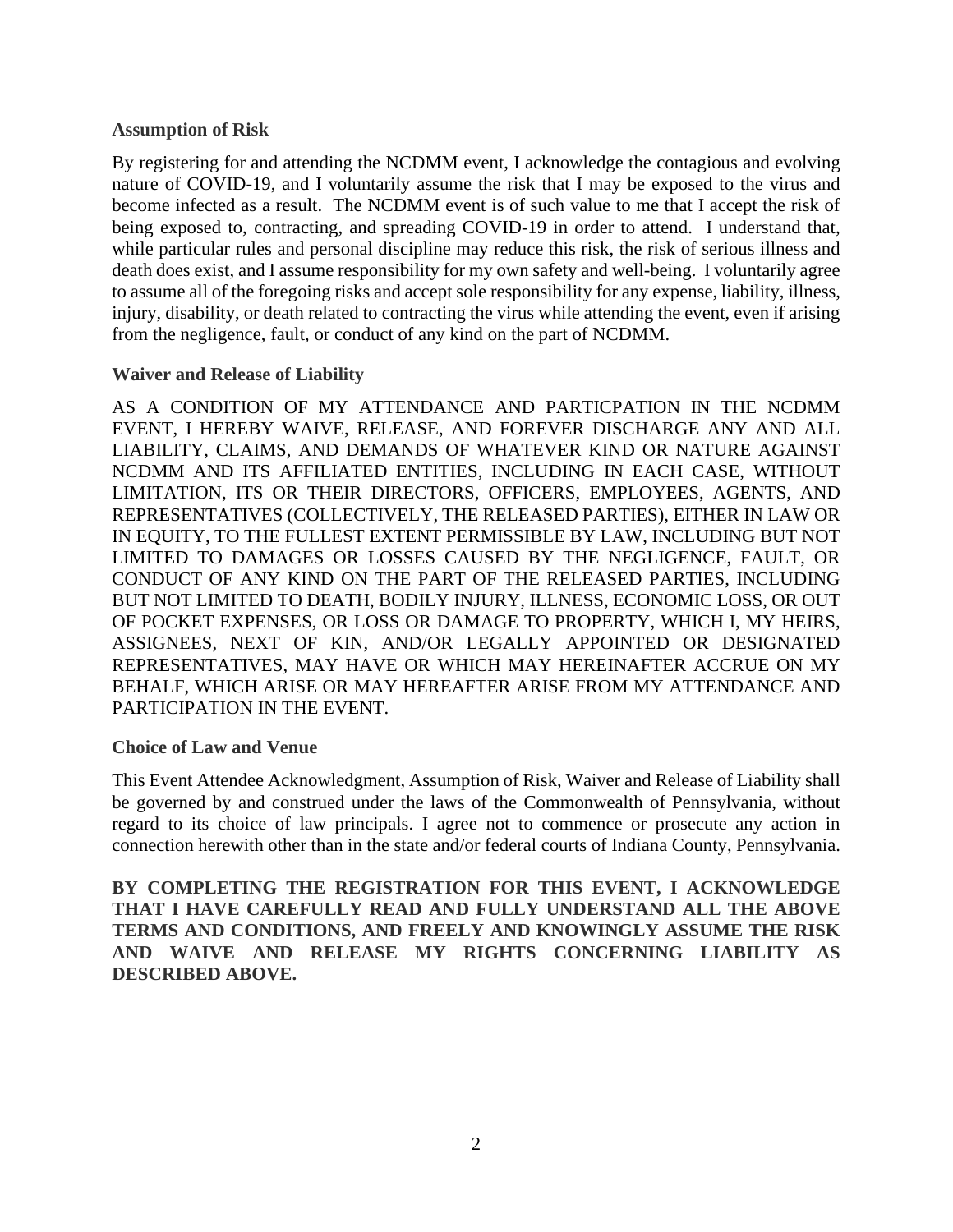**Assumption of Risk**

By registering for and attending the NCDMM event, I acknowledge the contagious and evolving nature of COVID-19, and I voluntarily assume the risk that I may be exposed to the virus and become infected as a result. The NCDMM event is of such value to me that I accept the risk of being exposed to, contracting, and spreading COVID-19 in order to attend. I understand that, while particular rules and personal discipline may reduce this risk, the risk of serious illness and death does exist, and I assume responsibility for my own safety and well-being. I voluntarily agree to assume all of the foregoing risks and accept sole responsibility for any expense, liability, illness, injury, disability, or death related to contracting the virus while attending the event, even if arising from the negligence, fault, or conduct of any kind on the part of NCDMM.

**Waiver and Release of Liability**

AS A CONDITION OF MY ATTENDANCE AND PARTICPATION IN THE NCDMM EVENT, I HEREBY WAIVE, RELEASE, AND FOREVER DISCHARGE ANY AND ALL LIABILITY, CLAIMS, AND DEMANDS OF WHATEVER KIND OR NATURE AGAINST NCDMM AND ITS AFFILIATED ENTITIES, INCLUDING IN EACH CASE, WITHOUT LIMITATION, ITS OR THEIR DIRECTORS, OFFICERS, EMPLOYEES, AGENTS, AND REPRESENTATIVES (COLLECTIVELY, THE RELEASED PARTIES), EITHER IN LAW OR IN EQUITY, TO THE FULLEST EXTENT PERMISSIBLE BY LAW, INCLUDING BUT NOT LIMITED TO DAMAGES OR LOSSES CAUSED BY THE NEGLIGENCE, FAULT, OR CONDUCT OF ANY KIND ON THE PART OF THE RELEASED PARTIES, INCLUDING BUT NOT LIMITED TO DEATH, BODILY INJURY, ILLNESS, ECONOMIC LOSS, OR OUT OF POCKET EXPENSES, OR LOSS OR DAMAGE TO PROPERTY, WHICH I, MY HEIRS, ASSIGNEES, NEXT OF KIN, AND/OR LEGALLY APPOINTED OR DESIGNATED REPRESENTATIVES, MAY HAVE OR WHICH MAY HEREINAFTER ACCRUE ON MY BEHALF, WHICH ARISE OR MAY HEREAFTER ARISE FROM MY ATTENDANCE AND PARTICIPATION IN THE EVENT.

**Choice of Law and Venue**

This Event Attendee Acknowledgment, Assumption of Risk, Waiver and Release of Liability shall be governed by and construed under the laws of the Commonwealth of Pennsylvania, without regard to its choice of law principals. I agree not to commence or prosecute any action in connection herewith other than in the state and/or federal courts of Indiana County, Pennsylvania.

**BY COMPLETING THE REGISTRATION FOR THIS EVENT, I ACKNOWLEDGE THAT I HAVE CAREFULLY READ AND FULLY UNDERSTAND ALL THE ABOVE TERMS AND CONDITIONS, AND FREELY AND KNOWINGLY ASSUME THE RISK AND WAIVE AND RELEASE MY RIGHTS CONCERNING LIABILITY AS DESCRIBED ABOVE.**